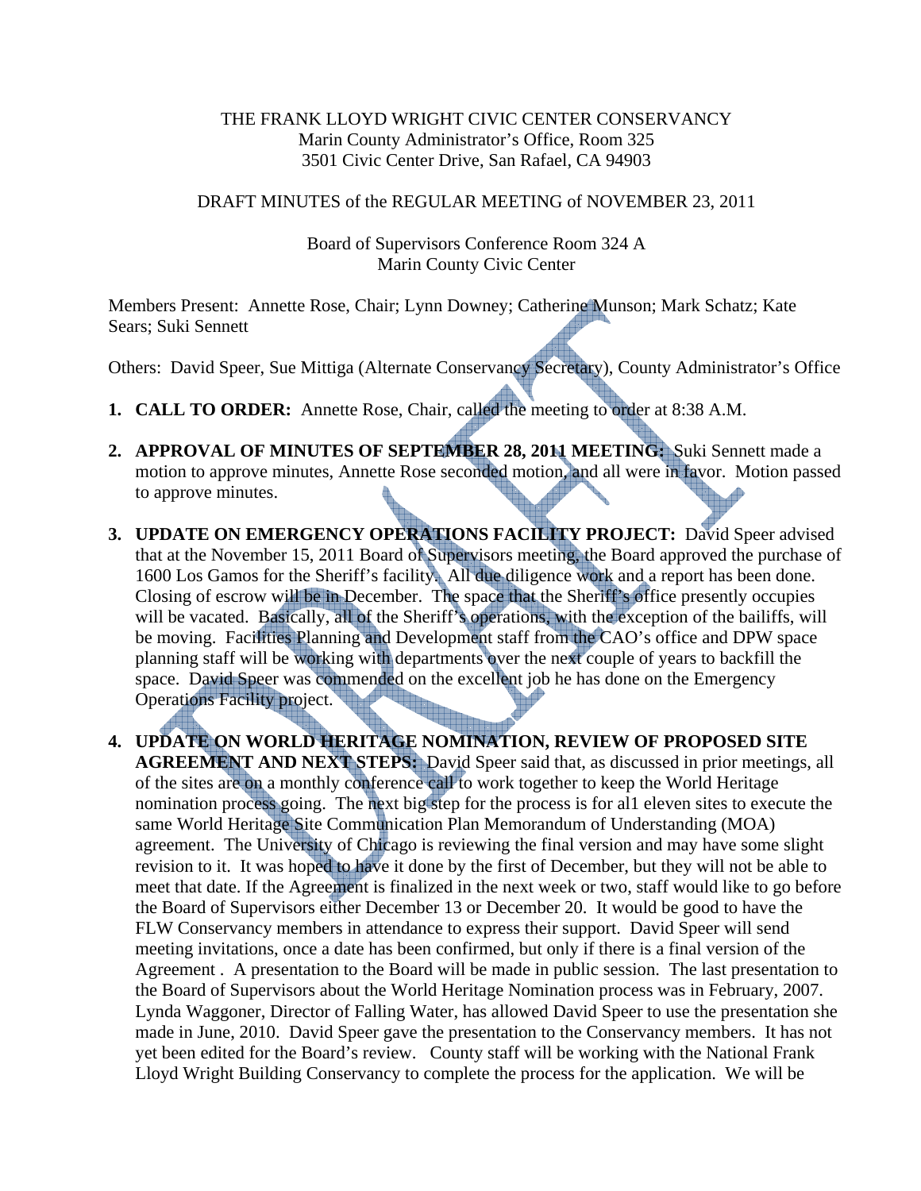THE FRANK LLOYD WRIGHT CIVIC CENTER CONSERVANCY
Marin County Administrator's Office, Room 325
3501 Civic Center Drive, San Rafael, CA 94903

DRAFT MINUTES of the REGULAR MEETING of NOVEMBER 23, 2011

Board of Supervisors Conference Room 324 A
Marin County Civic Center

Members Present: Annette Rose, Chair; Lynn Downey; Catherine Munson; Mark Schatz; Kate Sears; Suki Sennett

Others: David Speer, Sue Mittiga (Alternate Conservancy Secretary), County Administrator's Office

1. **CALL TO ORDER:** Annette Rose, Chair, called the meeting to order at 8:38 A.M.

2. **APPROVAL OF MINUTES OF SEPTEMBER 28, 2011 MEETING:** Suki Sennett made a motion to approve minutes, Annette Rose seconded motion, and all were in favor. Motion passed to approve minutes.

3. **UPDATE ON EMERGENCY OPERATIONS FACILITY PROJECT:** David Speer advised that at the November 15, 2011 Board of Supervisors meeting, the Board approved the purchase of 1600 Los Gamos for the Sheriff's facility. All due diligence work and a report has been done. Closing of escrow will be in December. The space that the Sheriff's office presently occupies will be vacated. Basically, all of the Sheriff's operations, with the exception of the bailiffs, will be moving. Facilities Planning and Development staff from the CAO's office and DPW space planning staff will be working with departments over the next couple of years to backfill the space. David Speer was commended on the excellent job he has done on the Emergency Operations Facility project.

4. **UPDATE ON WORLD HERITAGE NOMINATION, REVIEW OF PROPOSED SITE AGREEMENT AND NEXT STEPS:** David Speer said that, as discussed in prior meetings, all of the sites are on a monthly conference call to work together to keep the World Heritage nomination process going. The next big step for the process is for al1 eleven sites to execute the same World Heritage Site Communication Plan Memorandum of Understanding (MOA) agreement. The University of Chicago is reviewing the final version and may have some slight revision to it. It was hoped to have it done by the first of December, but they will not be able to meet that date. If the Agreement is finalized in the next week or two, staff would like to go before the Board of Supervisors either December 13 or December 20. It would be good to have the FLW Conservancy members in attendance to express their support. David Speer will send meeting invitations, once a date has been confirmed, but only if there is a final version of the Agreement . A presentation to the Board will be made in public session. The last presentation to the Board of Supervisors about the World Heritage Nomination process was in February, 2007. Lynda Waggoner, Director of Falling Water, has allowed David Speer to use the presentation she made in June, 2010. David Speer gave the presentation to the Conservancy members. It has not yet been edited for the Board's review. County staff will be working with the National Frank Lloyd Wright Building Conservancy to complete the process for the application. We will be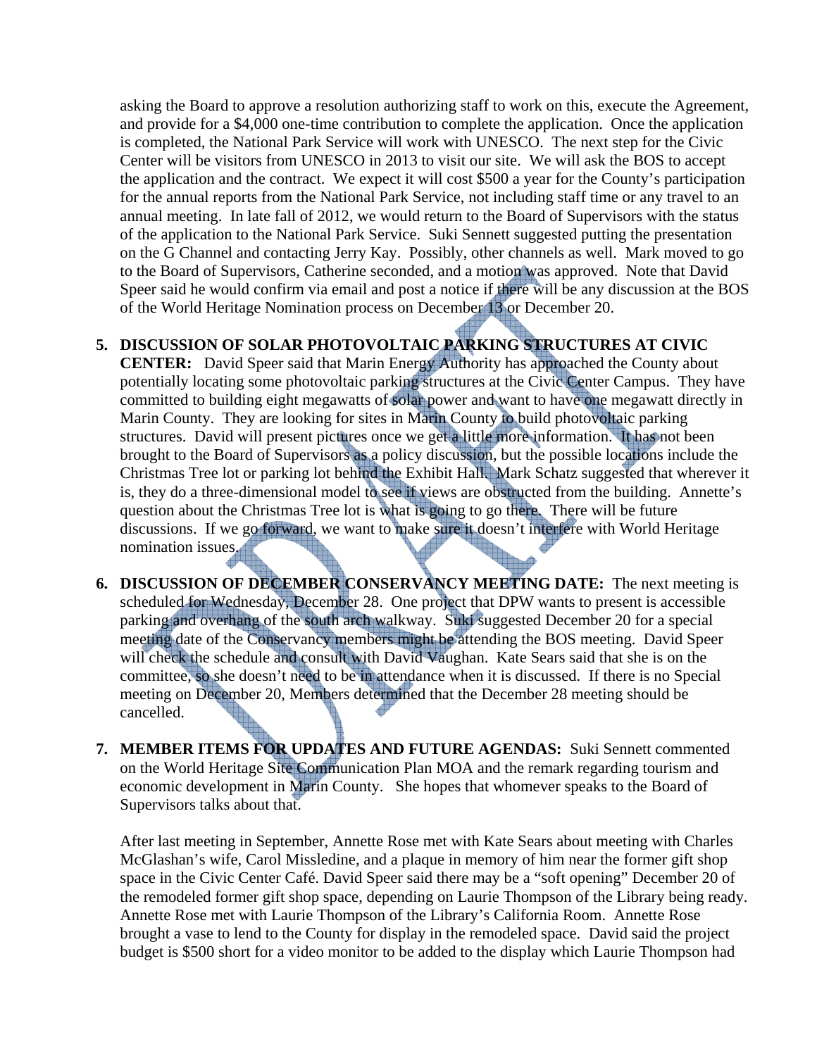asking the Board to approve a resolution authorizing staff to work on this, execute the Agreement, and provide for a $4,000 one-time contribution to complete the application. Once the application is completed, the National Park Service will work with UNESCO. The next step for the Civic Center will be visitors from UNESCO in 2013 to visit our site. We will ask the BOS to accept the application and the contract. We expect it will cost $500 a year for the County's participation for the annual reports from the National Park Service, not including staff time or any travel to an annual meeting. In late fall of 2012, we would return to the Board of Supervisors with the status of the application to the National Park Service. Suki Sennett suggested putting the presentation on the G Channel and contacting Jerry Kay. Possibly, other channels as well. Mark moved to go to the Board of Supervisors, Catherine seconded, and a motion was approved. Note that David Speer said he would confirm via email and post a notice if there will be any discussion at the BOS of the World Heritage Nomination process on December 13 or December 20.

5. **DISCUSSION OF SOLAR PHOTOVOLTAIC PARKING STRUCTURES AT CIVIC CENTER:** David Speer said that Marin Energy Authority has approached the County about potentially locating some photovoltaic parking structures at the Civic Center Campus. They have committed to building eight megawatts of solar power and want to have one megawatt directly in Marin County. They are looking for sites in Marin County to build photovoltaic parking structures. David will present pictures once we get a little more information. It has not been brought to the Board of Supervisors as a policy discussion, but the possible locations include the Christmas Tree lot or parking lot behind the Exhibit Hall. Mark Schatz suggested that wherever it is, they do a three-dimensional model to see if views are obstructed from the building. Annette's question about the Christmas Tree lot is what is going to go there. There will be future discussions. If we go forward, we want to make sure it doesn't interfere with World Heritage nomination issues.

6. **DISCUSSION OF DECEMBER CONSERVANCY MEETING DATE:** The next meeting is scheduled for Wednesday, December 28. One project that DPW wants to present is accessible parking and overhang of the south arch walkway. Suki suggested December 20 for a special meeting date of the Conservancy members might be attending the BOS meeting. David Speer will check the schedule and consult with David Vaughan. Kate Sears said that she is on the committee, so she doesn't need to be in attendance when it is discussed. If there is no Special meeting on December 20, Members determined that the December 28 meeting should be cancelled.

7. **MEMBER ITEMS FOR UPDATES AND FUTURE AGENDAS:** Suki Sennett commented on the World Heritage Site Communication Plan MOA and the remark regarding tourism and economic development in Marin County. She hopes that whomever speaks to the Board of Supervisors talks about that.

   After last meeting in September, Annette Rose met with Kate Sears about meeting with Charles McGlashan's wife, Carol Missledine, and a plaque in memory of him near the former gift shop space in the Civic Center Café. David Speer said there may be a "soft opening" December 20 of the remodeled former gift shop space, depending on Laurie Thompson of the Library being ready. Annette Rose met with Laurie Thompson of the Library's California Room. Annette Rose brought a vase to lend to the County for display in the remodeled space. David said the project budget is $500 short for a video monitor to be added to the display which Laurie Thompson had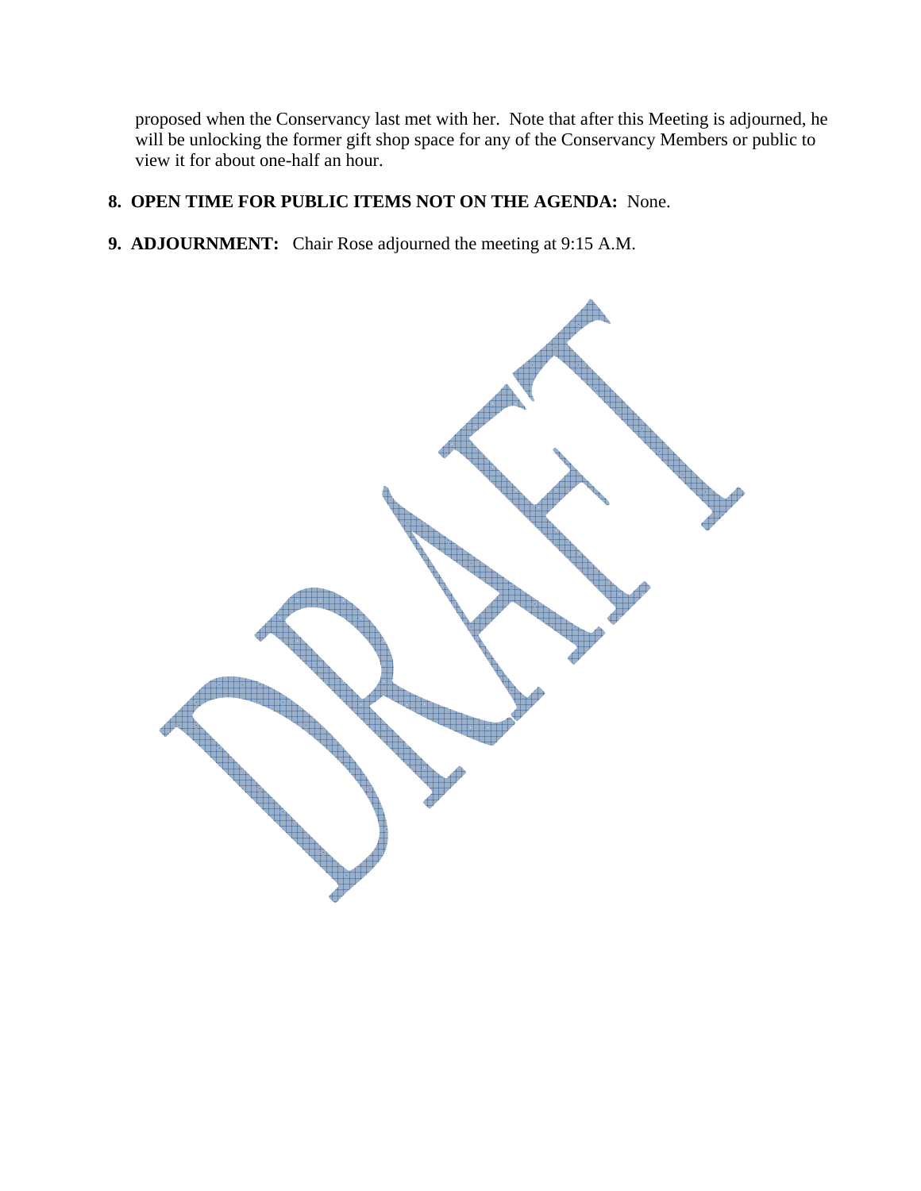proposed when the Conservancy last met with her. Note that after this Meeting is adjourned, he will be unlocking the former gift shop space for any of the Conservancy Members or public to view it for about one-half an hour.

**8. OPEN TIME FOR PUBLIC ITEMS NOT ON THE AGENDA:** None.

**9. ADJOURNMENT:** Chair Rose adjourned the meeting at 9:15 A.M.

DRAFT